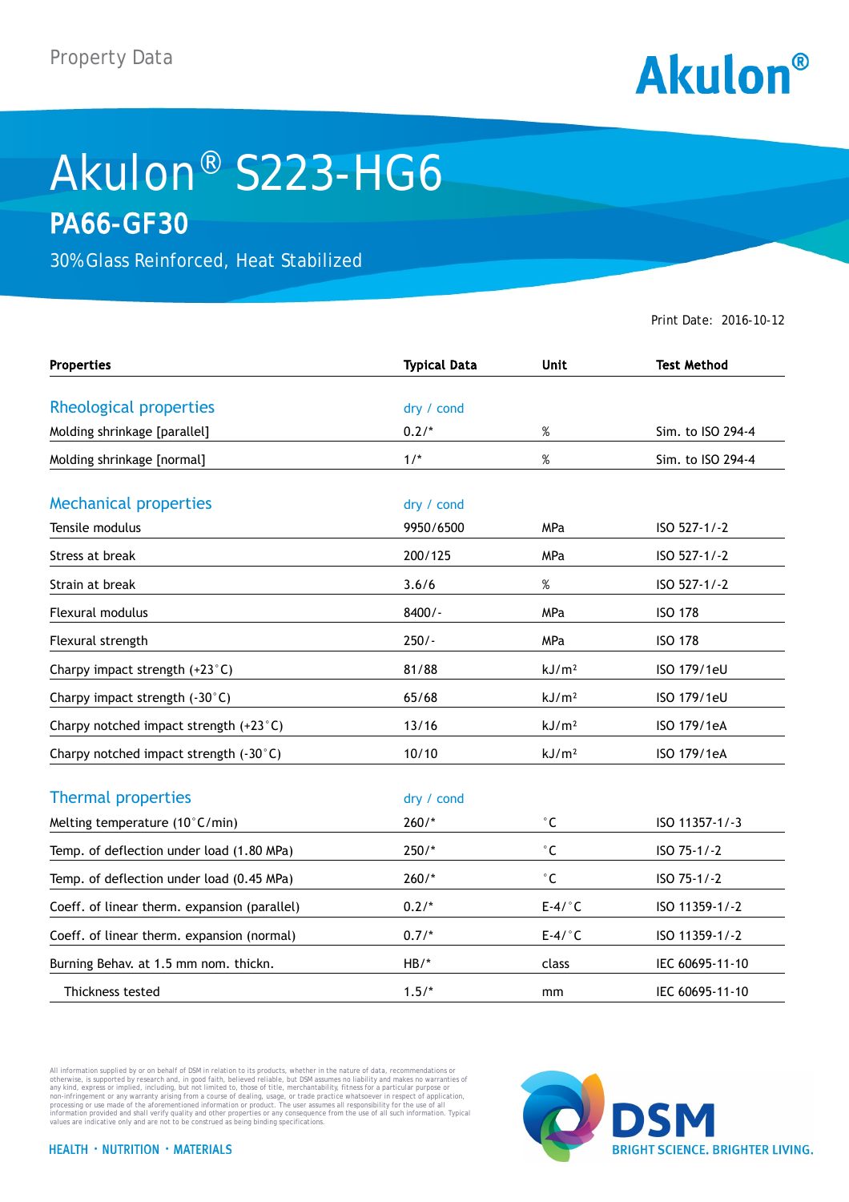Property Data

Akulon®

# Akulon® S223-HG6

## PA66-GF30

30% Glass Reinforced, Heat Stabilized

Print Date: 2016-10-12

| Properties | Typical Data | Unit | Test Method |
|---|---|---|---|
| **Rheological properties** | dry / cond | | |
| Molding shrinkage [parallel] | 0.2/* | % | Sim. to ISO 294-4 |
| Molding shrinkage [normal] | 1/* | % | Sim. to ISO 294-4 |
| **Mechanical properties** | dry / cond | | |
| Tensile modulus | 9950/6500 | MPa | ISO 527-1/-2 |
| Stress at break | 200/125 | MPa | ISO 527-1/-2 |
| Strain at break | 3.6/6 | % | ISO 527-1/-2 |
| Flexural modulus | 8400/- | MPa | ISO 178 |
| Flexural strength | 250/- | MPa | ISO 178 |
| Charpy impact strength (+23°C) | 81/88 | kJ/m² | ISO 179/1eU |
| Charpy impact strength (-30°C) | 65/68 | kJ/m² | ISO 179/1eU |
| Charpy notched impact strength (+23°C) | 13/16 | kJ/m² | ISO 179/1eA |
| Charpy notched impact strength (-30°C) | 10/10 | kJ/m² | ISO 179/1eA |
| **Thermal properties** | dry / cond | | |
| Melting temperature (10°C/min) | 260/* | °C | ISO 11357-1/-3 |
| Temp. of deflection under load (1.80 MPa) | 250/* | °C | ISO 75-1/-2 |
| Temp. of deflection under load (0.45 MPa) | 260/* | °C | ISO 75-1/-2 |
| Coeff. of linear therm. expansion (parallel) | 0.2/* | E-4/°C | ISO 11359-1/-2 |
| Coeff. of linear therm. expansion (normal) | 0.7/* | E-4/°C | ISO 11359-1/-2 |
| Burning Behav. at 1.5 mm nom. thickn. | HB/* | class | IEC 60695-11-10 |
| Thickness tested | 1.5/* | mm | IEC 60695-11-10 |

All information supplied by or on behalf of DSM in relation to its products, whether in the nature of data, recommendations or otherwise, is supported by research and, in good faith, believed reliable, but DSM assumes no liability and makes no warranties of any kind, express or implied, including, but not limited to, those of title, merchantability, fitness for a particular purpose or non-infringement or any warranty arising from a course of dealing, usage, or trade practice whatsoever in respect of application, processing or use made of the aforementioned information or product. The user assumes all responsibility for the use of all information provided and shall verify quality and other properties or any consequence from the use of all such information. Typical values are indicative only and are not to be construed as being binding specifications.

HEALTH · NUTRITION · MATERIALS

DSM BRIGHT SCIENCE. BRIGHTER LIVING.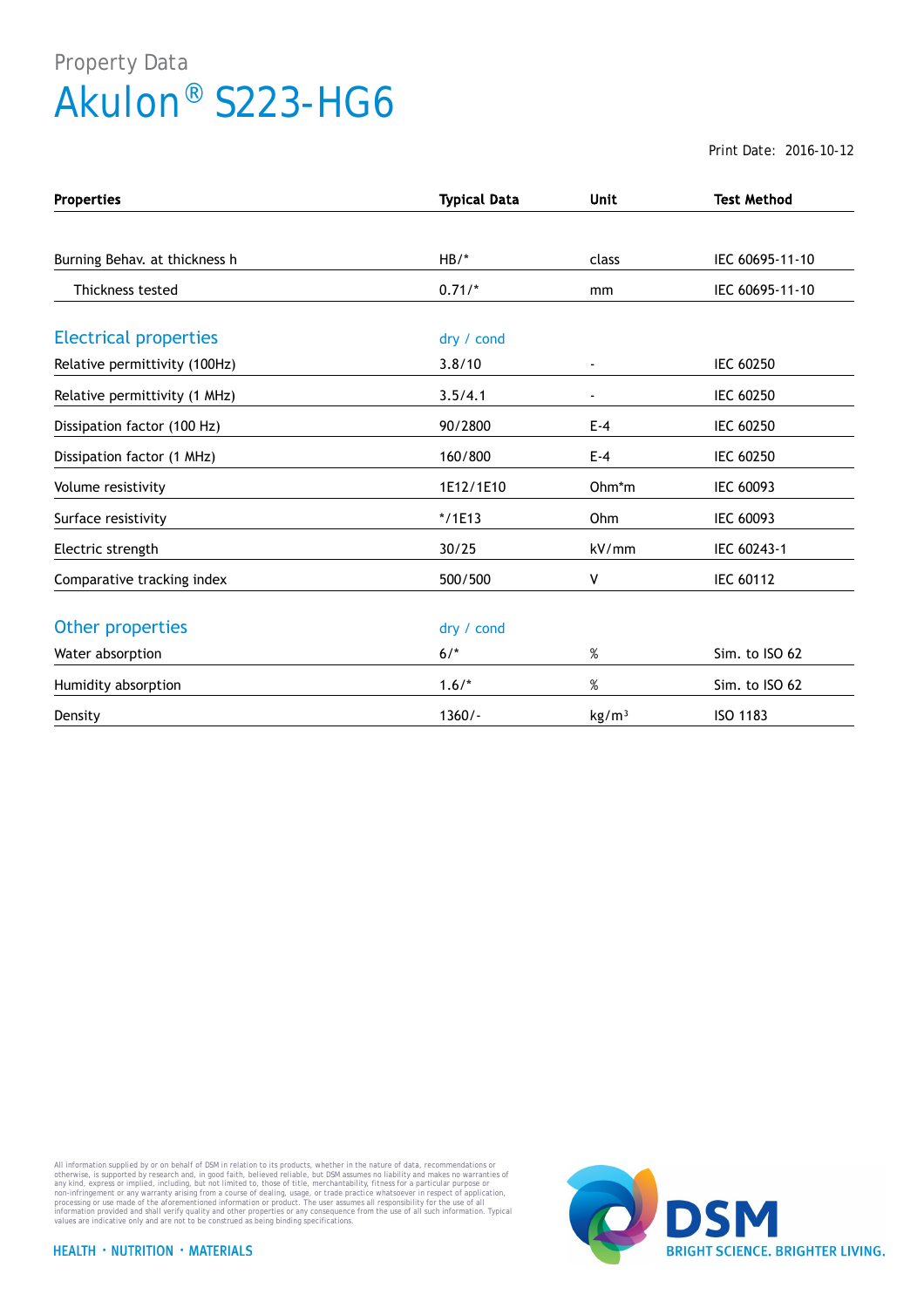Property Data

# Akulon® S223-HG6

Print Date: 2016-10-12

| Properties | Typical Data | Unit | Test Method |
| --- | --- | --- | --- |
| Burning Behav. at thickness h | HB/* | class | IEC 60695-11-10 |
| Thickness tested | 0.71/* | mm | IEC 60695-11-10 |
| **Electrical properties** | dry / cond | | |
| Relative permittivity (100Hz) | 3.8/10 | - | IEC 60250 |
| Relative permittivity (1 MHz) | 3.5/4.1 | - | IEC 60250 |
| Dissipation factor (100 Hz) | 90/2800 | E-4 | IEC 60250 |
| Dissipation factor (1 MHz) | 160/800 | E-4 | IEC 60250 |
| Volume resistivity | 1E12/1E10 | Ohm*m | IEC 60093 |
| Surface resistivity | */1E13 | Ohm | IEC 60093 |
| Electric strength | 30/25 | kV/mm | IEC 60243-1 |
| Comparative tracking index | 500/500 | V | IEC 60112 |
| **Other properties** | dry / cond | | |
| Water absorption | 6/* | % | Sim. to ISO 62 |
| Humidity absorption | 1.6/* | % | Sim. to ISO 62 |
| Density | 1360/- | kg/m³ | ISO 1183 |

All information supplied by or on behalf of DSM in relation to its products, whether in the nature of data, recommendations or otherwise, is supported by research and, in good faith, believed reliable, but DSM assumes no liability and makes no warranties of any kind, express or implied, including, but not limited to, those of title, merchantability, fitness for a particular purpose or non-infringement or any warranty arising from a course of dealing, usage, or trade practice whatsoever in respect of application, processing or use made of the aforementioned information or product. The user assumes all responsibility for the use of all information provided and shall verify quality and other properties or any consequence from the use of all such information. Typical values are indicative only and are not to be construed as being binding specifications.

HEALTH · NUTRITION · MATERIALS

DSM BRIGHT SCIENCE. BRIGHTER LIVING.